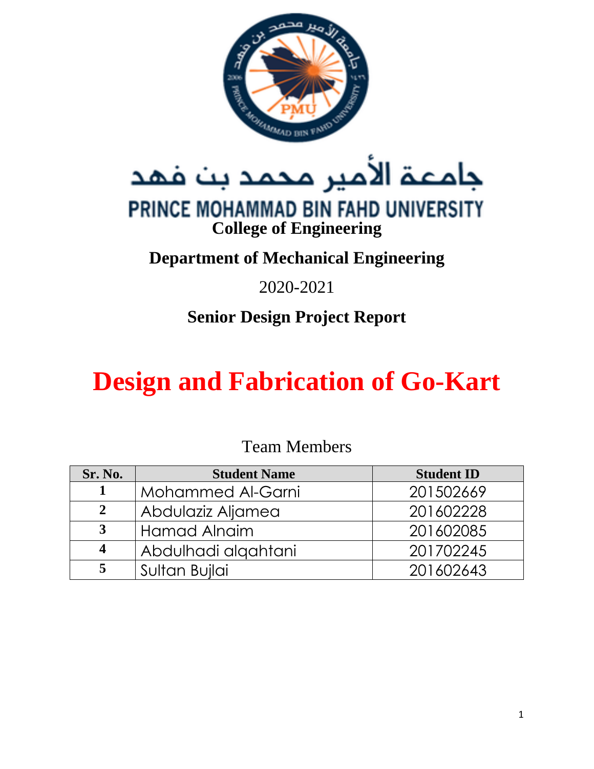جامعة الأمير محمد بن فهد

PRINCE MOHAMMAD BIN FAHD UNIVERSITY

**College of Engineering**

**Department of Mechanical Engineering**

2020-2021

**Senior Design Project Report**

# Design and Fabrication of Go-Kart

Team Members

| Sr. No. | Student Name | Student ID |
|---|---|---|
| 1 | Mohammed Al-Garni | 201502669 |
| 2 | Abdulaziz Aljamea | 201602228 |
| 3 | Hamad Alnaim | 201602085 |
| 4 | Abdulhadi alqahtani | 201702245 |
| 5 | Sultan Bujlai | 201602643 |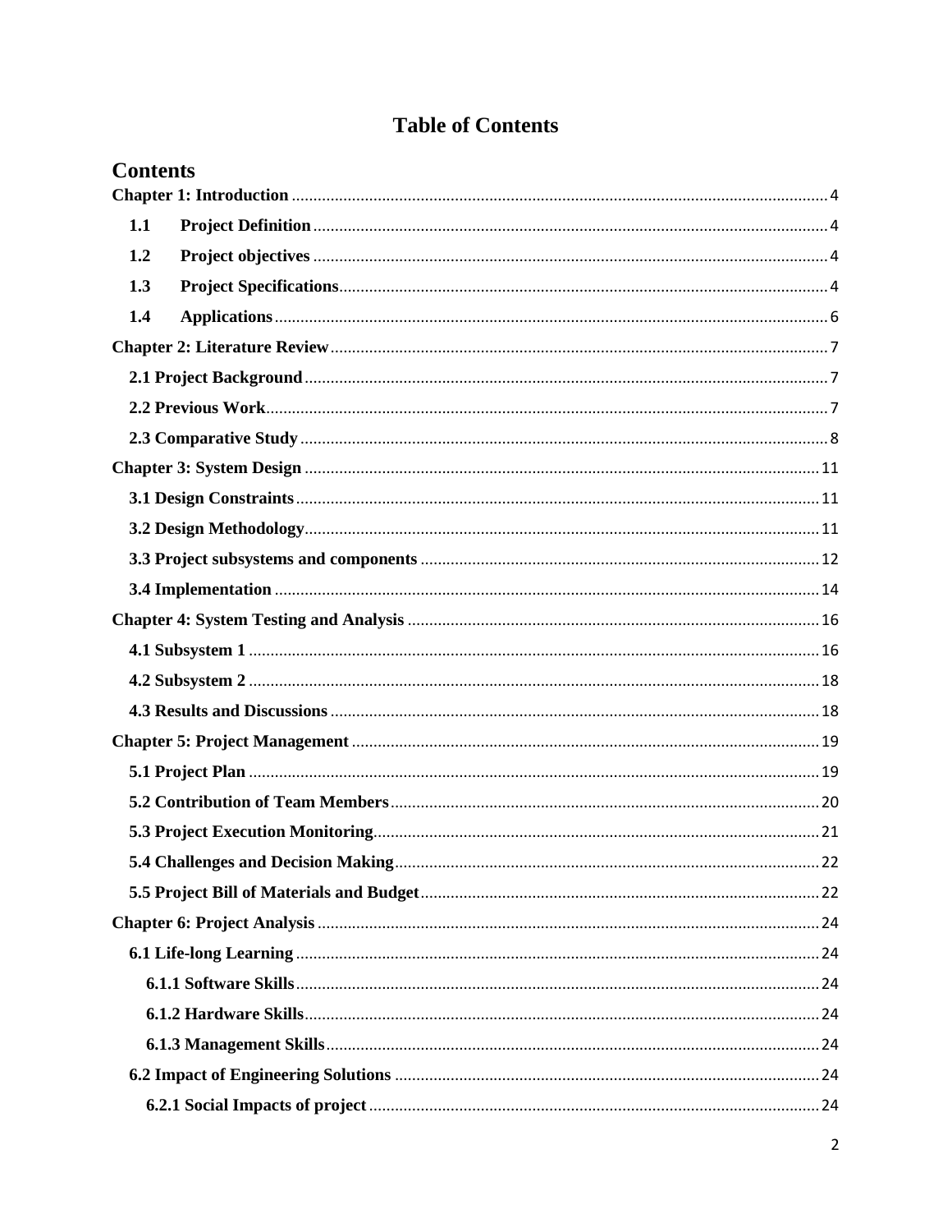# Table of Contents

## Contents

**Chapter 1: Introduction** ........ 4

- **1.1 Project Definition** ........ 4
- **1.2 Project objectives** ........ 4
- **1.3 Project Specifications** ........ 4
- **1.4 Applications** ........ 6

**Chapter 2: Literature Review** ........ 7

- **2.1 Project Background** ........ 7
- **2.2 Previous Work** ........ 7
- **2.3 Comparative Study** ........ 8

**Chapter 3: System Design** ........ 11

- **3.1 Design Constraints** ........ 11
- **3.2 Design Methodology** ........ 11
- **3.3 Project subsystems and components** ........ 12
- **3.4 Implementation** ........ 14

**Chapter 4: System Testing and Analysis** ........ 16

- **4.1 Subsystem 1** ........ 16
- **4.2 Subsystem 2** ........ 18
- **4.3 Results and Discussions** ........ 18

**Chapter 5: Project Management** ........ 19

- **5.1 Project Plan** ........ 19
- **5.2 Contribution of Team Members** ........ 20
- **5.3 Project Execution Monitoring** ........ 21
- **5.4 Challenges and Decision Making** ........ 22
- **5.5 Project Bill of Materials and Budget** ........ 22

**Chapter 6: Project Analysis** ........ 24

- **6.1 Life-long Learning** ........ 24
  - **6.1.1 Software Skills** ........ 24
  - **6.1.2 Hardware Skills** ........ 24
  - **6.1.3 Management Skills** ........ 24
- **6.2 Impact of Engineering Solutions** ........ 24
  - **6.2.1 Social Impacts of project** ........ 24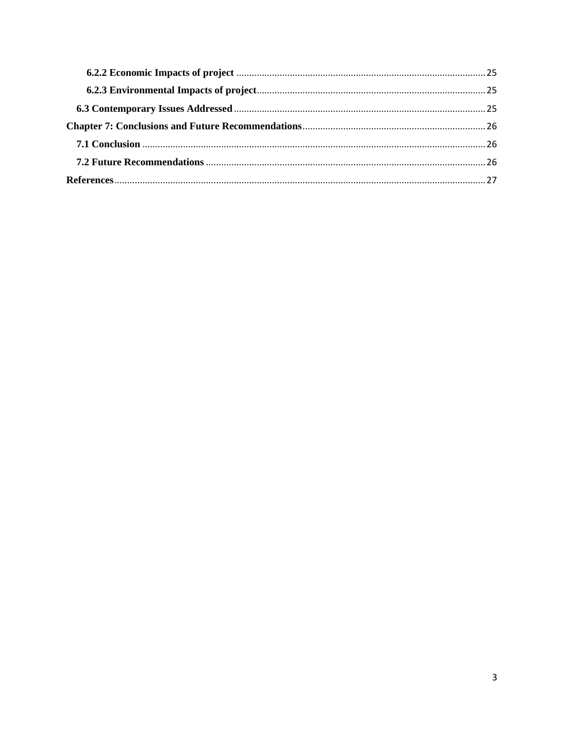6.2.2 Economic Impacts of project ........ 25

6.2.3 Environmental Impacts of project ........ 25

6.3 Contemporary Issues Addressed ........ 25

**Chapter 7: Conclusions and Future Recommendations** ........ 26

7.1 Conclusion ........ 26

7.2 Future Recommendations ........ 26

**References** ........ 27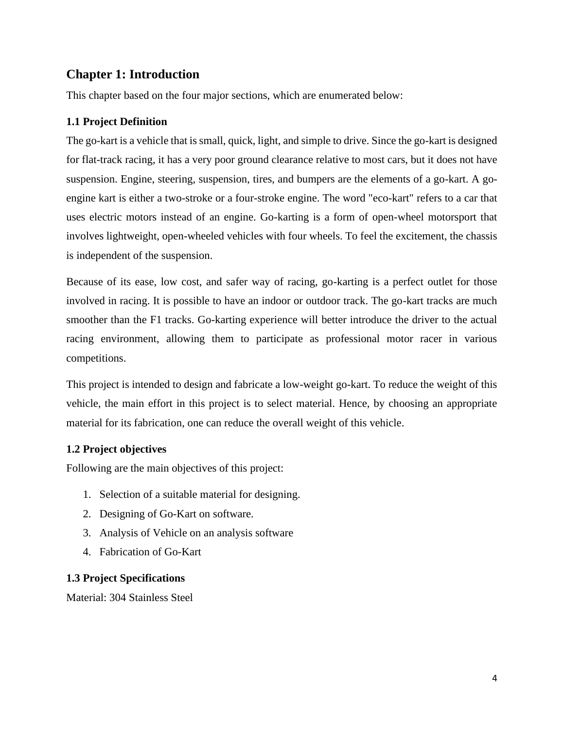## Chapter 1: Introduction

This chapter based on the four major sections, which are enumerated below:

### 1.1 Project Definition

The go-kart is a vehicle that is small, quick, light, and simple to drive. Since the go-kart is designed for flat-track racing, it has a very poor ground clearance relative to most cars, but it does not have suspension. Engine, steering, suspension, tires, and bumpers are the elements of a go-kart. A go-engine kart is either a two-stroke or a four-stroke engine. The word "eco-kart" refers to a car that uses electric motors instead of an engine. Go-karting is a form of open-wheel motorsport that involves lightweight, open-wheeled vehicles with four wheels. To feel the excitement, the chassis is independent of the suspension.

Because of its ease, low cost, and safer way of racing, go-karting is a perfect outlet for those involved in racing. It is possible to have an indoor or outdoor track. The go-kart tracks are much smoother than the F1 tracks. Go-karting experience will better introduce the driver to the actual racing environment, allowing them to participate as professional motor racer in various competitions.

This project is intended to design and fabricate a low-weight go-kart. To reduce the weight of this vehicle, the main effort in this project is to select material. Hence, by choosing an appropriate material for its fabrication, one can reduce the overall weight of this vehicle.

### 1.2 Project objectives

Following are the main objectives of this project:

1. Selection of a suitable material for designing.
2. Designing of Go-Kart on software.
3. Analysis of Vehicle on an analysis software
4. Fabrication of Go-Kart

### 1.3 Project Specifications

Material: 304 Stainless Steel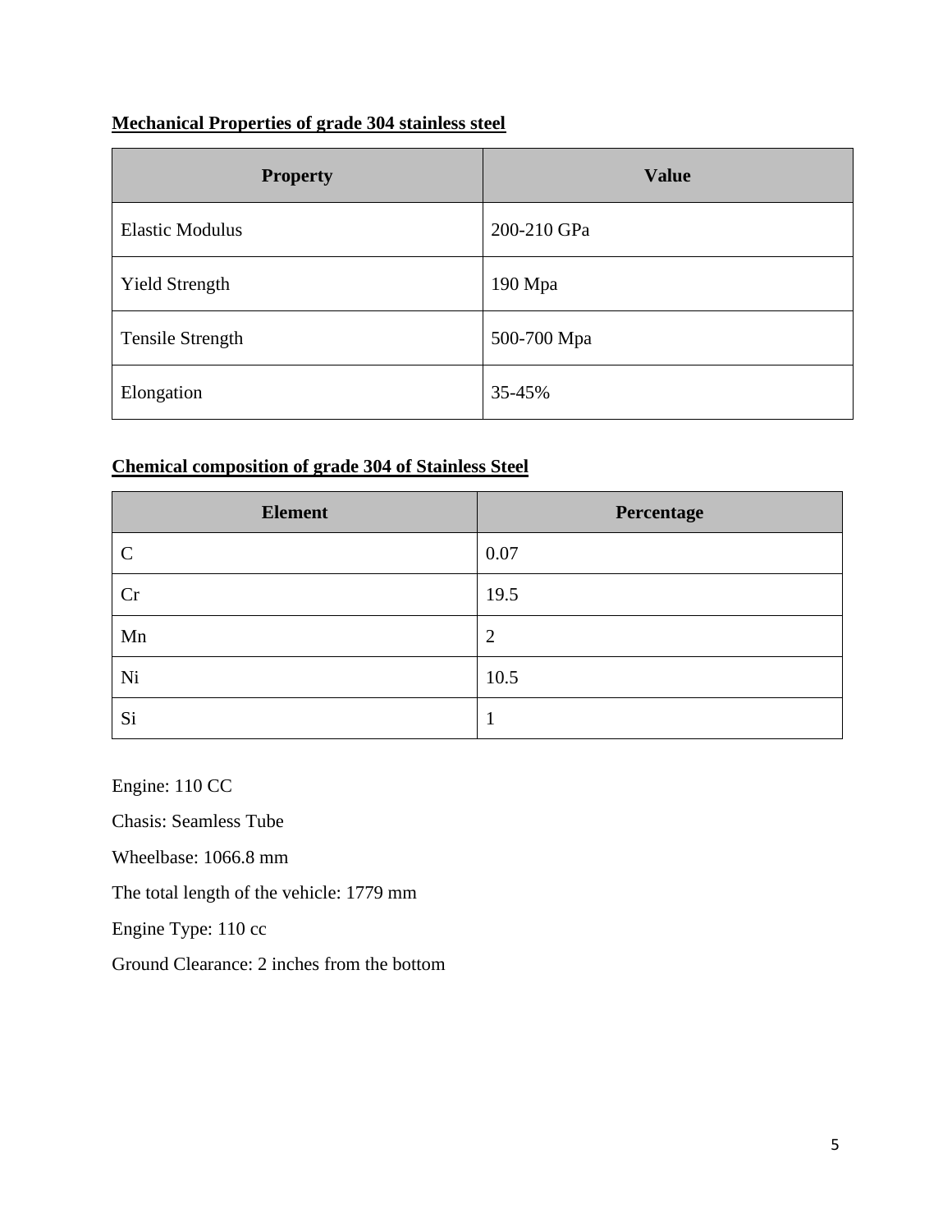**Mechanical Properties of grade 304 stainless steel**

| Property | Value |
|---|---|
| Elastic Modulus | 200-210 GPa |
| Yield Strength | 190 Mpa |
| Tensile Strength | 500-700 Mpa |
| Elongation | 35-45% |

**Chemical composition of grade 304 of Stainless Steel**

| Element | Percentage |
|---|---|
| C | 0.07 |
| Cr | 19.5 |
| Mn | 2 |
| Ni | 10.5 |
| Si | 1 |

Engine: 110 CC

Chasis: Seamless Tube

Wheelbase: 1066.8 mm

The total length of the vehicle: 1779 mm

Engine Type: 110 cc

Ground Clearance: 2 inches from the bottom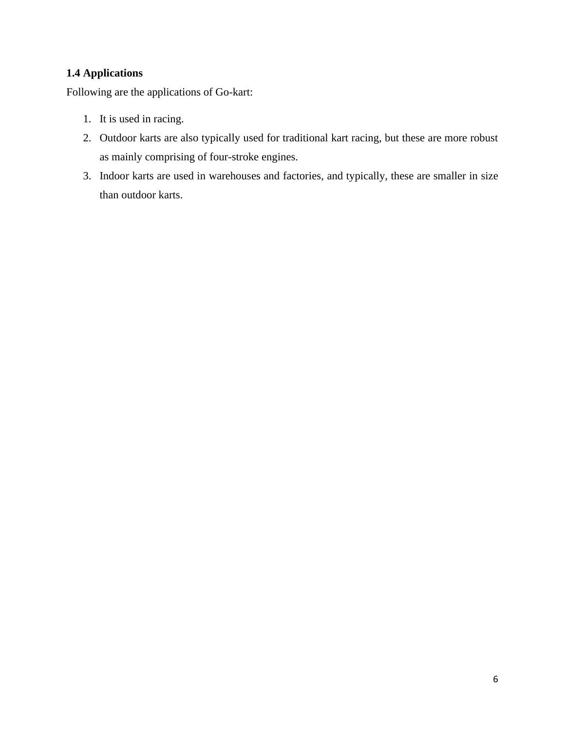### 1.4 Applications

Following are the applications of Go-kart:

1. It is used in racing.
2. Outdoor karts are also typically used for traditional kart racing, but these are more robust as mainly comprising of four-stroke engines.
3. Indoor karts are used in warehouses and factories, and typically, these are smaller in size than outdoor karts.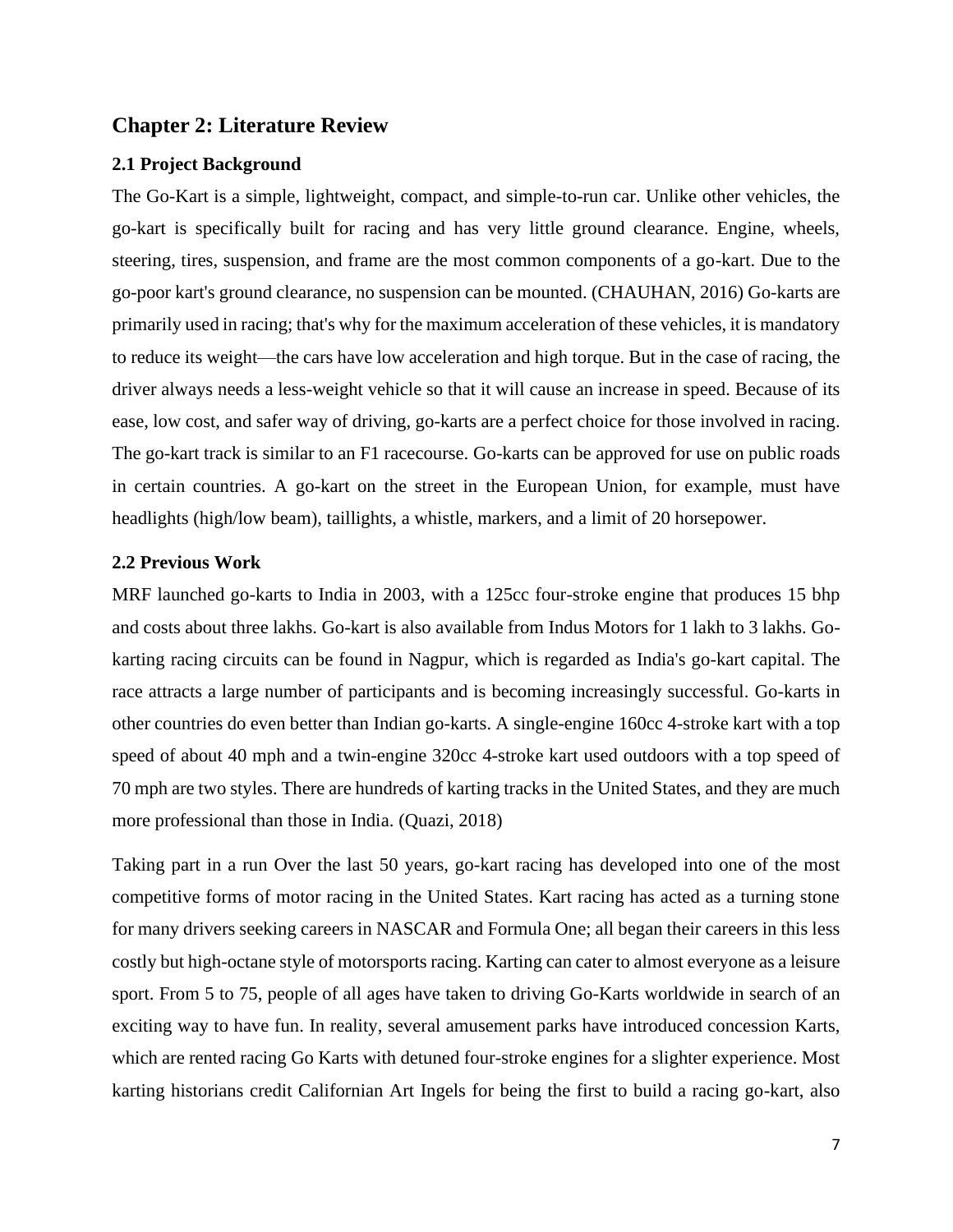## Chapter 2: Literature Review

### 2.1 Project Background

The Go-Kart is a simple, lightweight, compact, and simple-to-run car. Unlike other vehicles, the go-kart is specifically built for racing and has very little ground clearance. Engine, wheels, steering, tires, suspension, and frame are the most common components of a go-kart. Due to the go-poor kart's ground clearance, no suspension can be mounted. (CHAUHAN, 2016) Go-karts are primarily used in racing; that's why for the maximum acceleration of these vehicles, it is mandatory to reduce its weight—the cars have low acceleration and high torque. But in the case of racing, the driver always needs a less-weight vehicle so that it will cause an increase in speed. Because of its ease, low cost, and safer way of driving, go-karts are a perfect choice for those involved in racing. The go-kart track is similar to an F1 racecourse. Go-karts can be approved for use on public roads in certain countries. A go-kart on the street in the European Union, for example, must have headlights (high/low beam), taillights, a whistle, markers, and a limit of 20 horsepower.

### 2.2 Previous Work

MRF launched go-karts to India in 2003, with a 125cc four-stroke engine that produces 15 bhp and costs about three lakhs. Go-kart is also available from Indus Motors for 1 lakh to 3 lakhs. Go-karting racing circuits can be found in Nagpur, which is regarded as India's go-kart capital. The race attracts a large number of participants and is becoming increasingly successful. Go-karts in other countries do even better than Indian go-karts. A single-engine 160cc 4-stroke kart with a top speed of about 40 mph and a twin-engine 320cc 4-stroke kart used outdoors with a top speed of 70 mph are two styles. There are hundreds of karting tracks in the United States, and they are much more professional than those in India. (Quazi, 2018)

Taking part in a run Over the last 50 years, go-kart racing has developed into one of the most competitive forms of motor racing in the United States. Kart racing has acted as a turning stone for many drivers seeking careers in NASCAR and Formula One; all began their careers in this less costly but high-octane style of motorsports racing. Karting can cater to almost everyone as a leisure sport. From 5 to 75, people of all ages have taken to driving Go-Karts worldwide in search of an exciting way to have fun. In reality, several amusement parks have introduced concession Karts, which are rented racing Go Karts with detuned four-stroke engines for a slighter experience. Most karting historians credit Californian Art Ingels for being the first to build a racing go-kart, also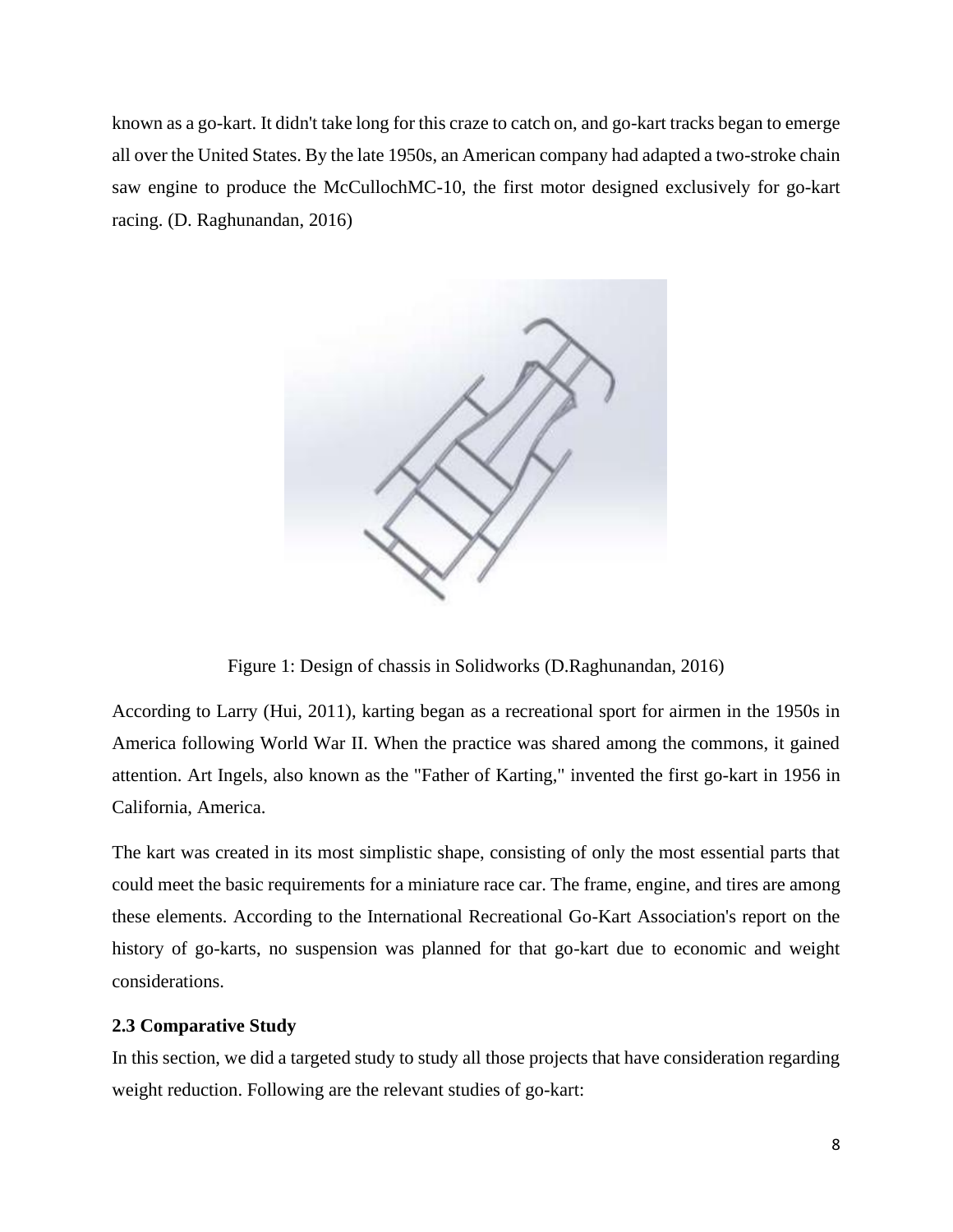known as a go-kart. It didn't take long for this craze to catch on, and go-kart tracks began to emerge all over the United States. By the late 1950s, an American company had adapted a two-stroke chain saw engine to produce the McCullochMC-10, the first motor designed exclusively for go-kart racing. (D. Raghunandan, 2016)

Figure 1: Design of chassis in Solidworks (D.Raghunandan, 2016)

According to Larry (Hui, 2011), karting began as a recreational sport for airmen in the 1950s in America following World War II. When the practice was shared among the commons, it gained attention. Art Ingels, also known as the "Father of Karting," invented the first go-kart in 1956 in California, America.

The kart was created in its most simplistic shape, consisting of only the most essential parts that could meet the basic requirements for a miniature race car. The frame, engine, and tires are among these elements. According to the International Recreational Go-Kart Association's report on the history of go-karts, no suspension was planned for that go-kart due to economic and weight considerations.

### 2.3 Comparative Study

In this section, we did a targeted study to study all those projects that have consideration regarding weight reduction. Following are the relevant studies of go-kart: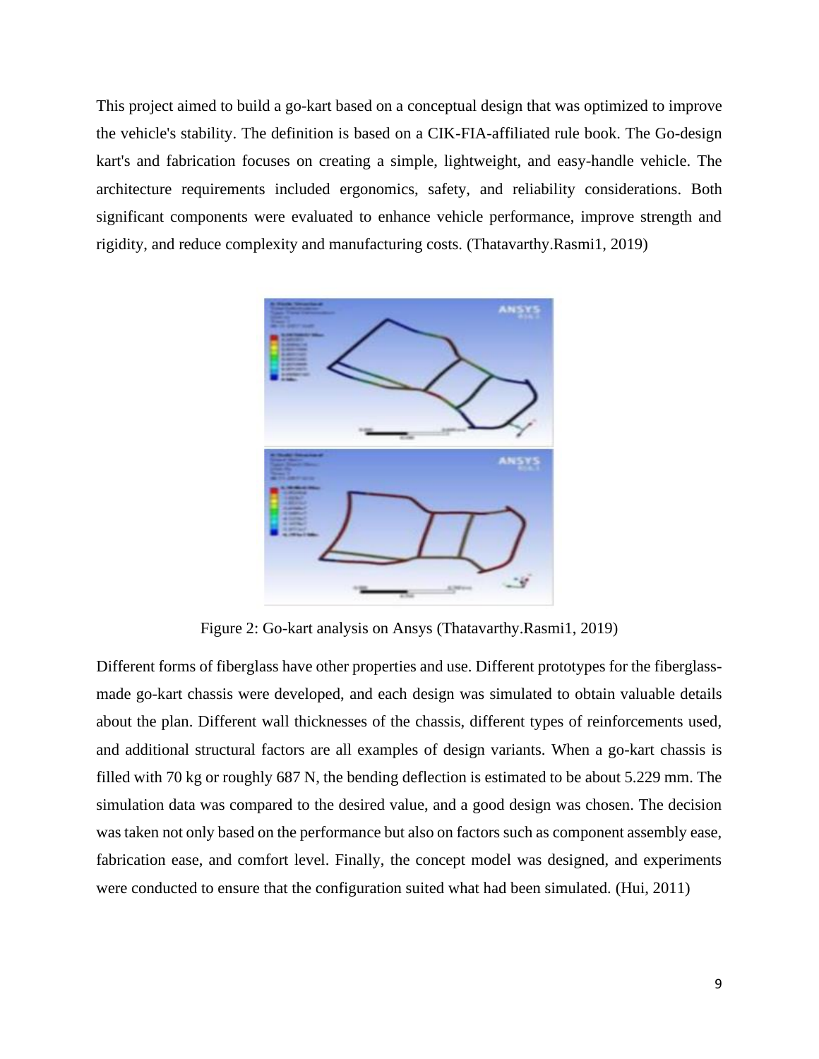This project aimed to build a go-kart based on a conceptual design that was optimized to improve the vehicle's stability. The definition is based on a CIK-FIA-affiliated rule book. The Go-design kart's and fabrication focuses on creating a simple, lightweight, and easy-handle vehicle. The architecture requirements included ergonomics, safety, and reliability considerations. Both significant components were evaluated to enhance vehicle performance, improve strength and rigidity, and reduce complexity and manufacturing costs. (Thatavarthy.Rasmi1, 2019)

Figure 2: Go-kart analysis on Ansys (Thatavarthy.Rasmi1, 2019)

Different forms of fiberglass have other properties and use. Different prototypes for the fiberglass-made go-kart chassis were developed, and each design was simulated to obtain valuable details about the plan. Different wall thicknesses of the chassis, different types of reinforcements used, and additional structural factors are all examples of design variants. When a go-kart chassis is filled with 70 kg or roughly 687 N, the bending deflection is estimated to be about 5.229 mm. The simulation data was compared to the desired value, and a good design was chosen. The decision was taken not only based on the performance but also on factors such as component assembly ease, fabrication ease, and comfort level. Finally, the concept model was designed, and experiments were conducted to ensure that the configuration suited what had been simulated. (Hui, 2011)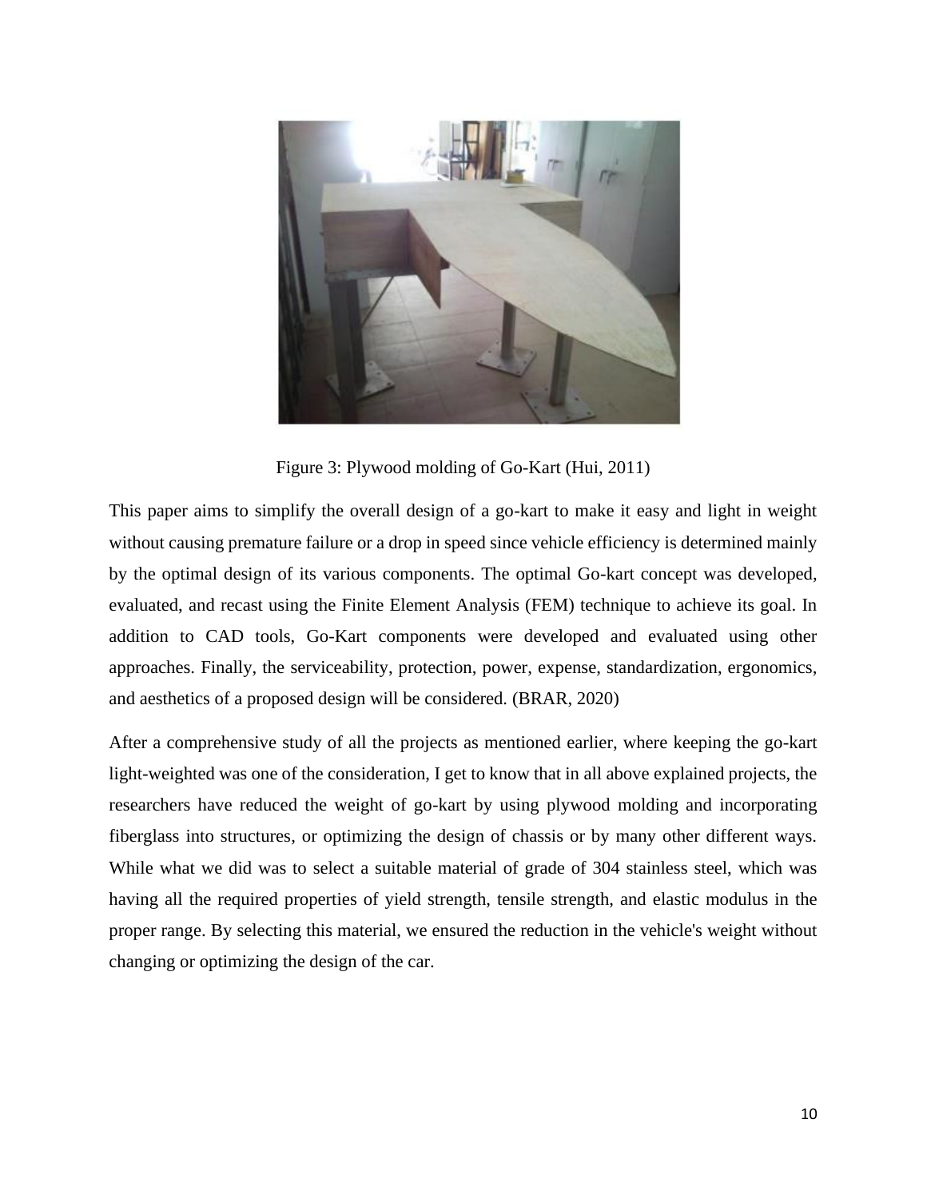Figure 3: Plywood molding of Go-Kart (Hui, 2011)

This paper aims to simplify the overall design of a go-kart to make it easy and light in weight without causing premature failure or a drop in speed since vehicle efficiency is determined mainly by the optimal design of its various components. The optimal Go-kart concept was developed, evaluated, and recast using the Finite Element Analysis (FEM) technique to achieve its goal. In addition to CAD tools, Go-Kart components were developed and evaluated using other approaches. Finally, the serviceability, protection, power, expense, standardization, ergonomics, and aesthetics of a proposed design will be considered. (BRAR, 2020)

After a comprehensive study of all the projects as mentioned earlier, where keeping the go-kart light-weighted was one of the consideration, I get to know that in all above explained projects, the researchers have reduced the weight of go-kart by using plywood molding and incorporating fiberglass into structures, or optimizing the design of chassis or by many other different ways. While what we did was to select a suitable material of grade of 304 stainless steel, which was having all the required properties of yield strength, tensile strength, and elastic modulus in the proper range. By selecting this material, we ensured the reduction in the vehicle's weight without changing or optimizing the design of the car.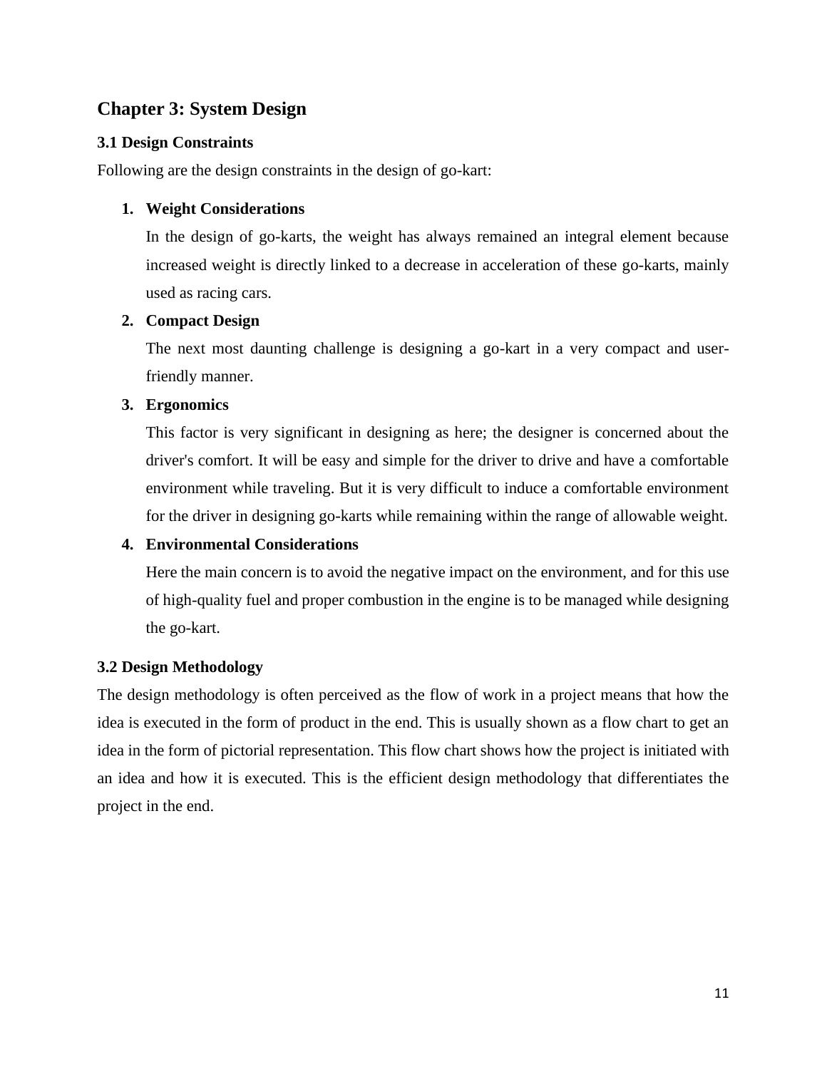# Chapter 3: System Design

## 3.1 Design Constraints

Following are the design constraints in the design of go-kart:

1. **Weight Considerations**

   In the design of go-karts, the weight has always remained an integral element because increased weight is directly linked to a decrease in acceleration of these go-karts, mainly used as racing cars.

2. **Compact Design**

   The next most daunting challenge is designing a go-kart in a very compact and user-friendly manner.

3. **Ergonomics**

   This factor is very significant in designing as here; the designer is concerned about the driver's comfort. It will be easy and simple for the driver to drive and have a comfortable environment while traveling. But it is very difficult to induce a comfortable environment for the driver in designing go-karts while remaining within the range of allowable weight.

4. **Environmental Considerations**

   Here the main concern is to avoid the negative impact on the environment, and for this use of high-quality fuel and proper combustion in the engine is to be managed while designing the go-kart.

## 3.2 Design Methodology

The design methodology is often perceived as the flow of work in a project means that how the idea is executed in the form of product in the end. This is usually shown as a flow chart to get an idea in the form of pictorial representation. This flow chart shows how the project is initiated with an idea and how it is executed. This is the efficient design methodology that differentiates the project in the end.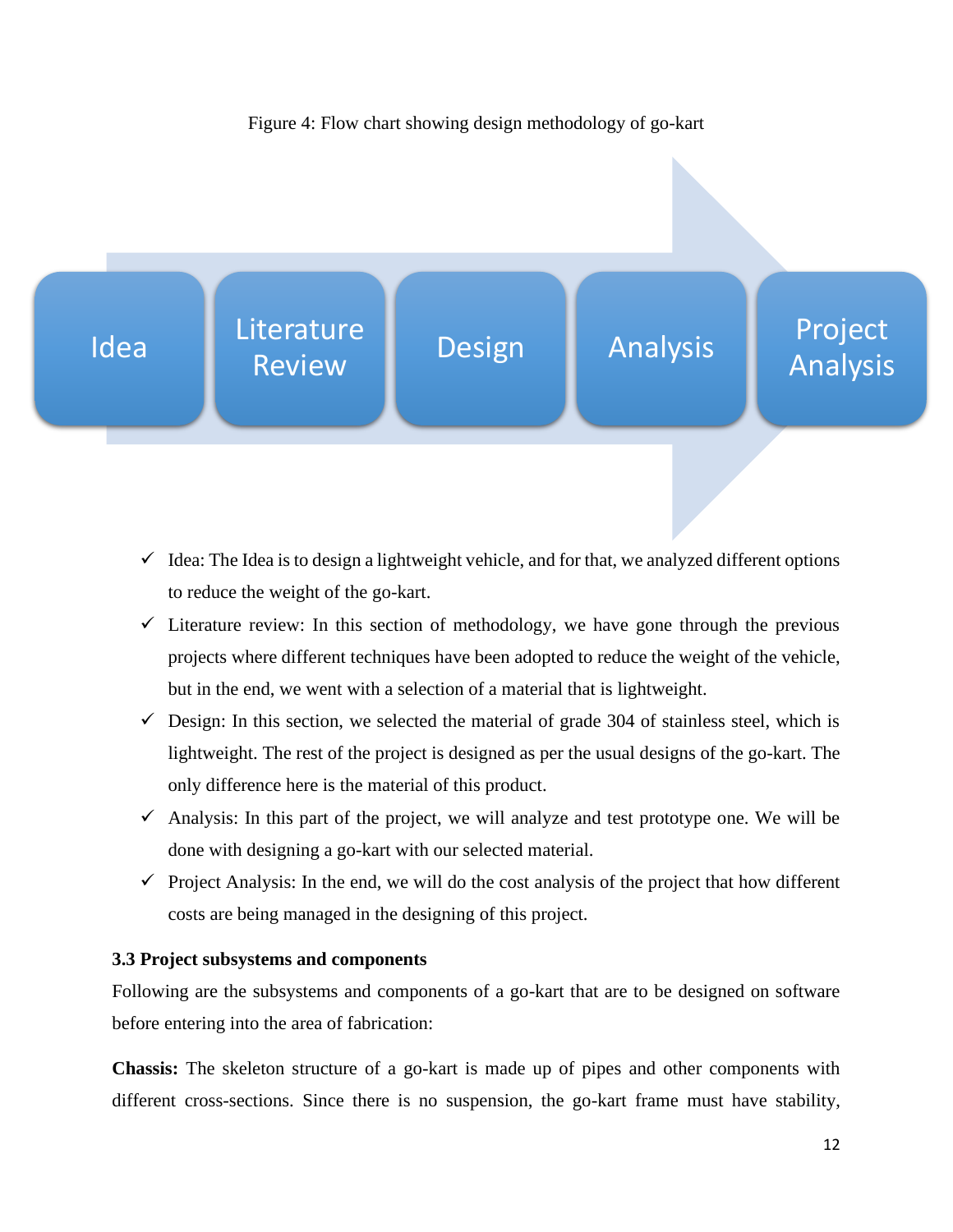Figure 4: Flow chart showing design methodology of go-kart

Idea → Literature Review → Design → Analysis → Project Analysis

- ✓ Idea: The Idea is to design a lightweight vehicle, and for that, we analyzed different options to reduce the weight of the go-kart.
- ✓ Literature review: In this section of methodology, we have gone through the previous projects where different techniques have been adopted to reduce the weight of the vehicle, but in the end, we went with a selection of a material that is lightweight.
- ✓ Design: In this section, we selected the material of grade 304 of stainless steel, which is lightweight. The rest of the project is designed as per the usual designs of the go-kart. The only difference here is the material of this product.
- ✓ Analysis: In this part of the project, we will analyze and test prototype one. We will be done with designing a go-kart with our selected material.
- ✓ Project Analysis: In the end, we will do the cost analysis of the project that how different costs are being managed in the designing of this project.

### 3.3 Project subsystems and components

Following are the subsystems and components of a go-kart that are to be designed on software before entering into the area of fabrication:

**Chassis:** The skeleton structure of a go-kart is made up of pipes and other components with different cross-sections. Since there is no suspension, the go-kart frame must have stability,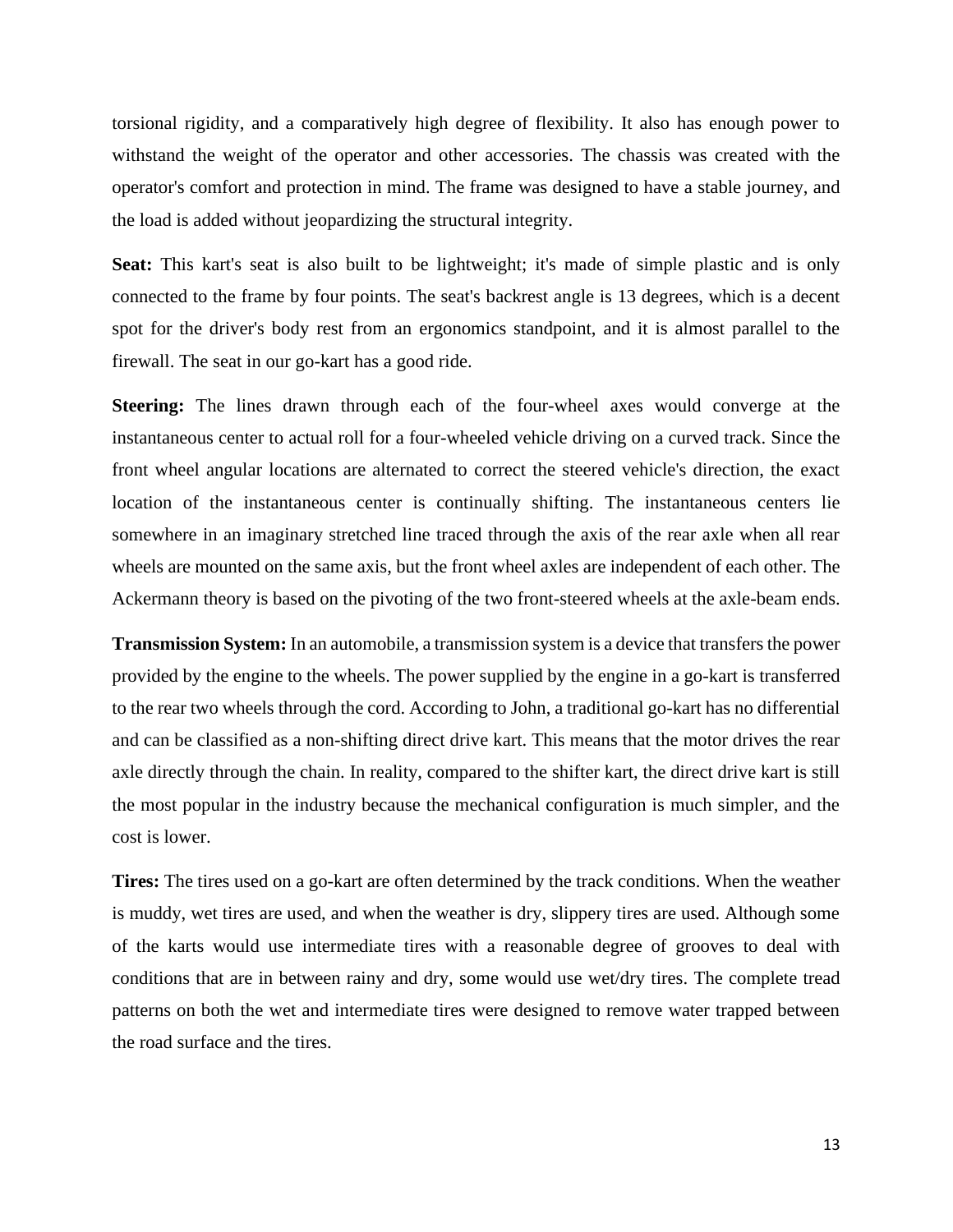torsional rigidity, and a comparatively high degree of flexibility. It also has enough power to withstand the weight of the operator and other accessories. The chassis was created with the operator's comfort and protection in mind. The frame was designed to have a stable journey, and the load is added without jeopardizing the structural integrity.

**Seat:** This kart's seat is also built to be lightweight; it's made of simple plastic and is only connected to the frame by four points. The seat's backrest angle is 13 degrees, which is a decent spot for the driver's body rest from an ergonomics standpoint, and it is almost parallel to the firewall. The seat in our go-kart has a good ride.

**Steering:** The lines drawn through each of the four-wheel axes would converge at the instantaneous center to actual roll for a four-wheeled vehicle driving on a curved track. Since the front wheel angular locations are alternated to correct the steered vehicle's direction, the exact location of the instantaneous center is continually shifting. The instantaneous centers lie somewhere in an imaginary stretched line traced through the axis of the rear axle when all rear wheels are mounted on the same axis, but the front wheel axles are independent of each other. The Ackermann theory is based on the pivoting of the two front-steered wheels at the axle-beam ends.

**Transmission System:** In an automobile, a transmission system is a device that transfers the power provided by the engine to the wheels. The power supplied by the engine in a go-kart is transferred to the rear two wheels through the cord. According to John, a traditional go-kart has no differential and can be classified as a non-shifting direct drive kart. This means that the motor drives the rear axle directly through the chain. In reality, compared to the shifter kart, the direct drive kart is still the most popular in the industry because the mechanical configuration is much simpler, and the cost is lower.

**Tires:** The tires used on a go-kart are often determined by the track conditions. When the weather is muddy, wet tires are used, and when the weather is dry, slippery tires are used. Although some of the karts would use intermediate tires with a reasonable degree of grooves to deal with conditions that are in between rainy and dry, some would use wet/dry tires. The complete tread patterns on both the wet and intermediate tires were designed to remove water trapped between the road surface and the tires.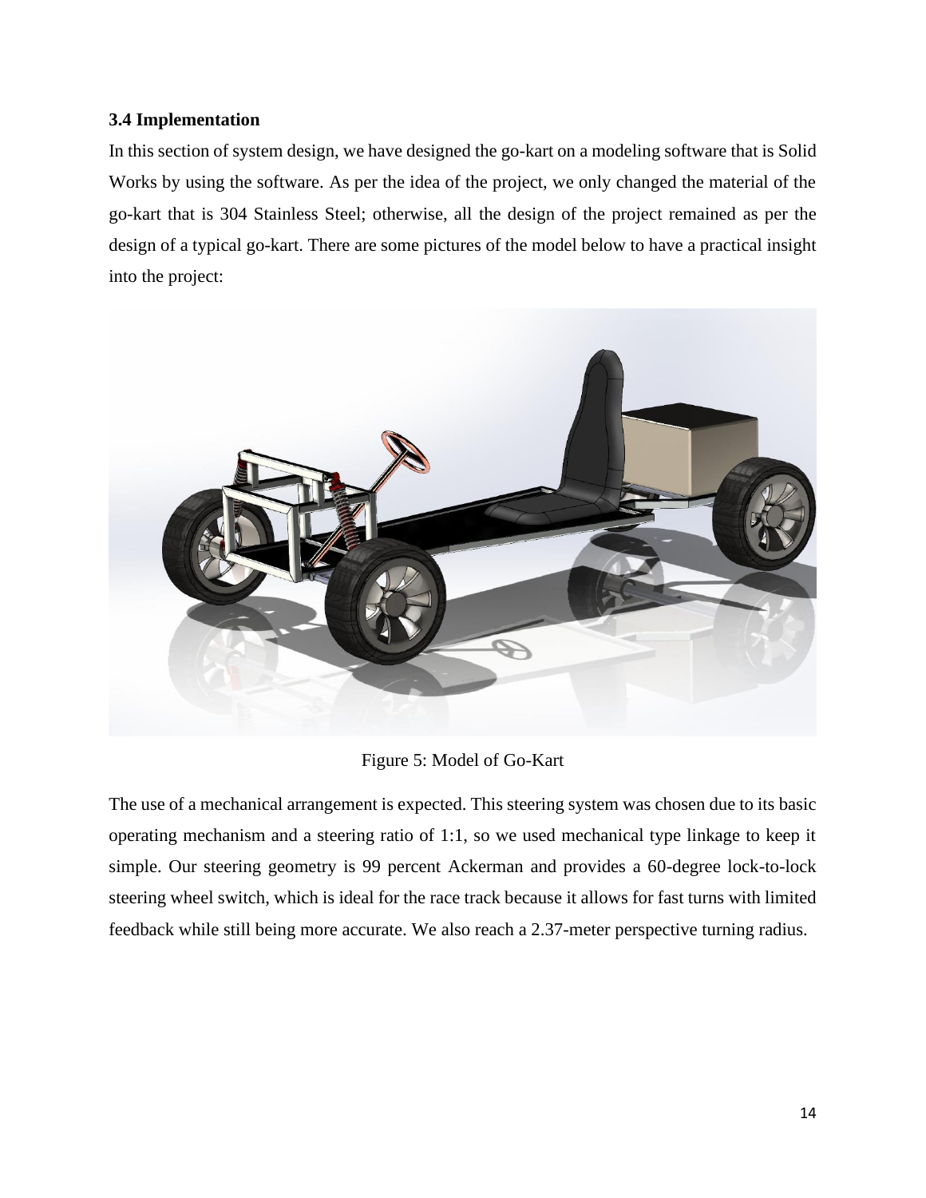### 3.4 Implementation

In this section of system design, we have designed the go-kart on a modeling software that is Solid Works by using the software. As per the idea of the project, we only changed the material of the go-kart that is 304 Stainless Steel; otherwise, all the design of the project remained as per the design of a typical go-kart. There are some pictures of the model below to have a practical insight into the project:

Figure 5: Model of Go-Kart

The use of a mechanical arrangement is expected. This steering system was chosen due to its basic operating mechanism and a steering ratio of 1:1, so we used mechanical type linkage to keep it simple. Our steering geometry is 99 percent Ackerman and provides a 60-degree lock-to-lock steering wheel switch, which is ideal for the race track because it allows for fast turns with limited feedback while still being more accurate. We also reach a 2.37-meter perspective turning radius.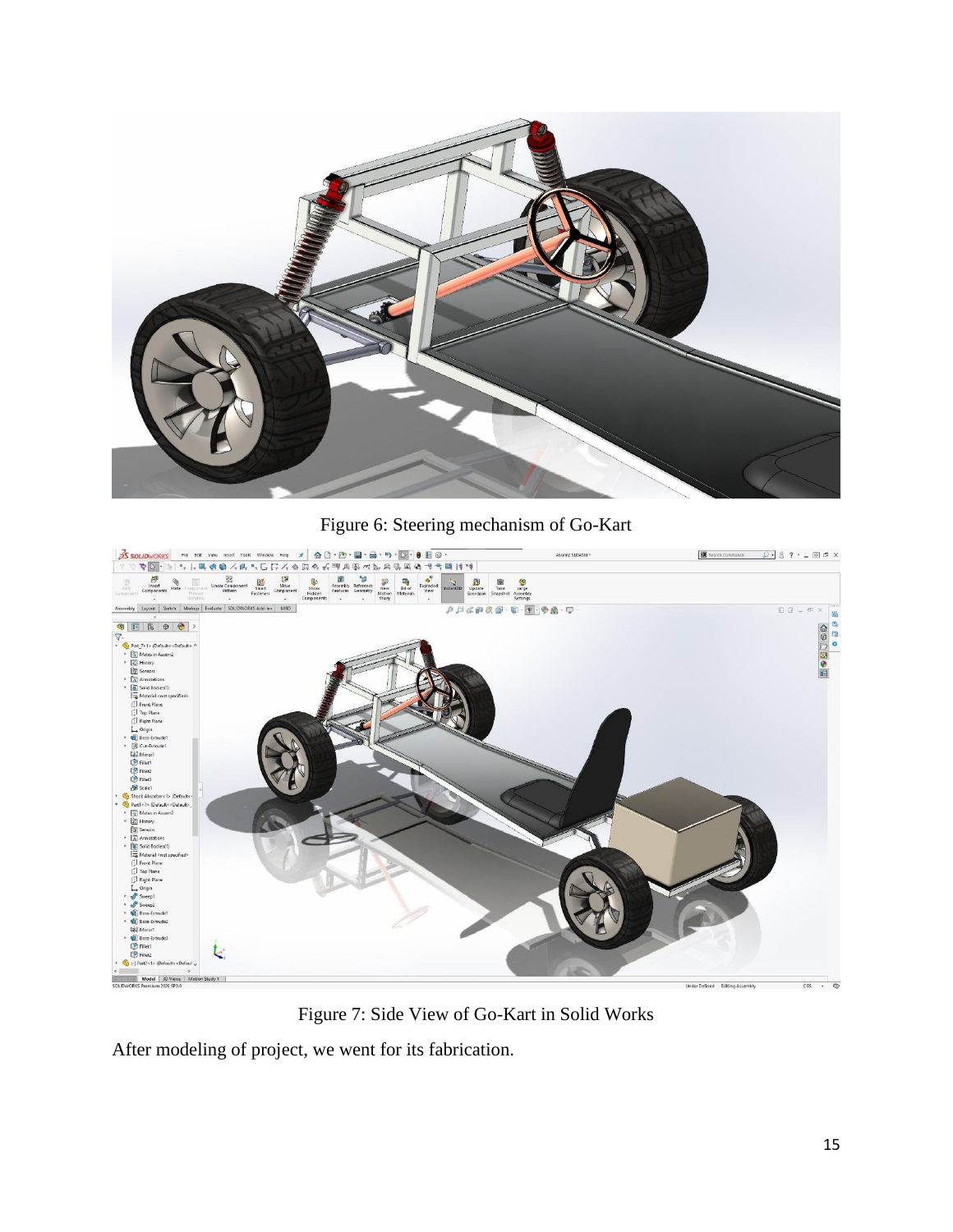Figure 6: Steering mechanism of Go-Kart

Figure 7: Side View of Go-Kart in Solid Works

After modeling of project, we went for its fabrication.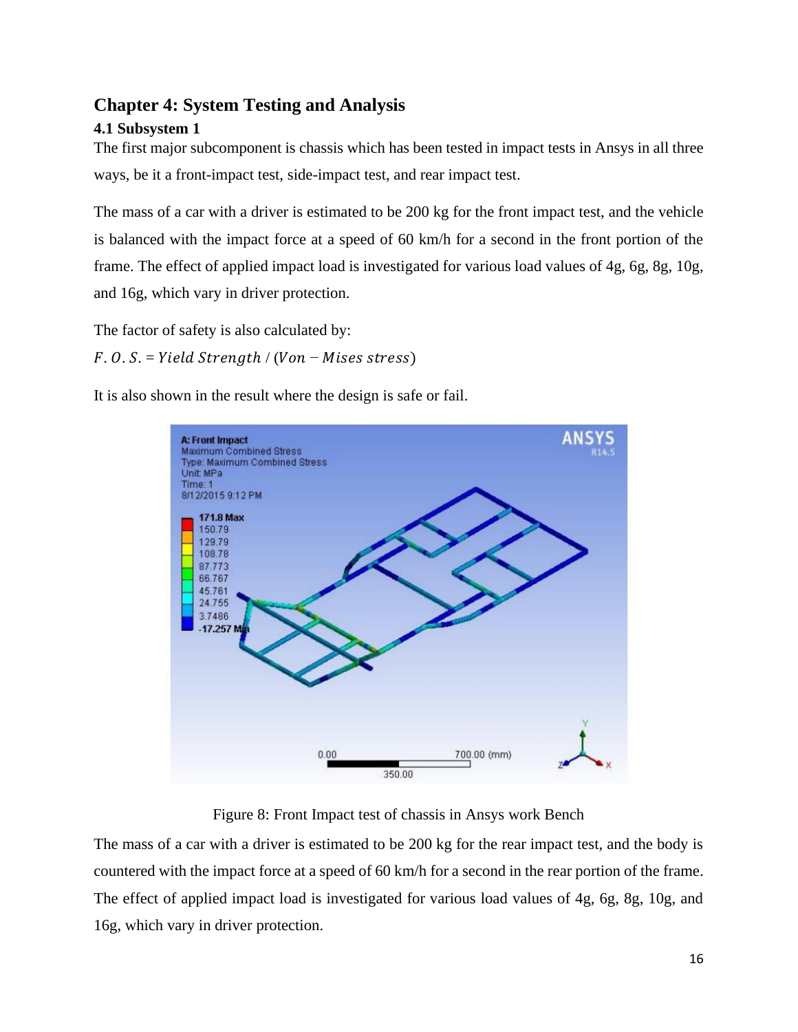## Chapter 4: System Testing and Analysis

### 4.1 Subsystem 1

The first major subcomponent is chassis which has been tested in impact tests in Ansys in all three ways, be it a front-impact test, side-impact test, and rear impact test.

The mass of a car with a driver is estimated to be 200 kg for the front impact test, and the vehicle is balanced with the impact force at a speed of 60 km/h for a second in the front portion of the frame. The effect of applied impact load is investigated for various load values of 4g, 6g, 8g, 10g, and 16g, which vary in driver protection.

The factor of safety is also calculated by:

$F.O.S. = Yield\ Strength\ /\ (Von - Mises\ stress)$

It is also shown in the result where the design is safe or fail.

Figure 8: Front Impact test of chassis in Ansys work Bench

The mass of a car with a driver is estimated to be 200 kg for the rear impact test, and the body is countered with the impact force at a speed of 60 km/h for a second in the rear portion of the frame. The effect of applied impact load is investigated for various load values of 4g, 6g, 8g, 10g, and 16g, which vary in driver protection.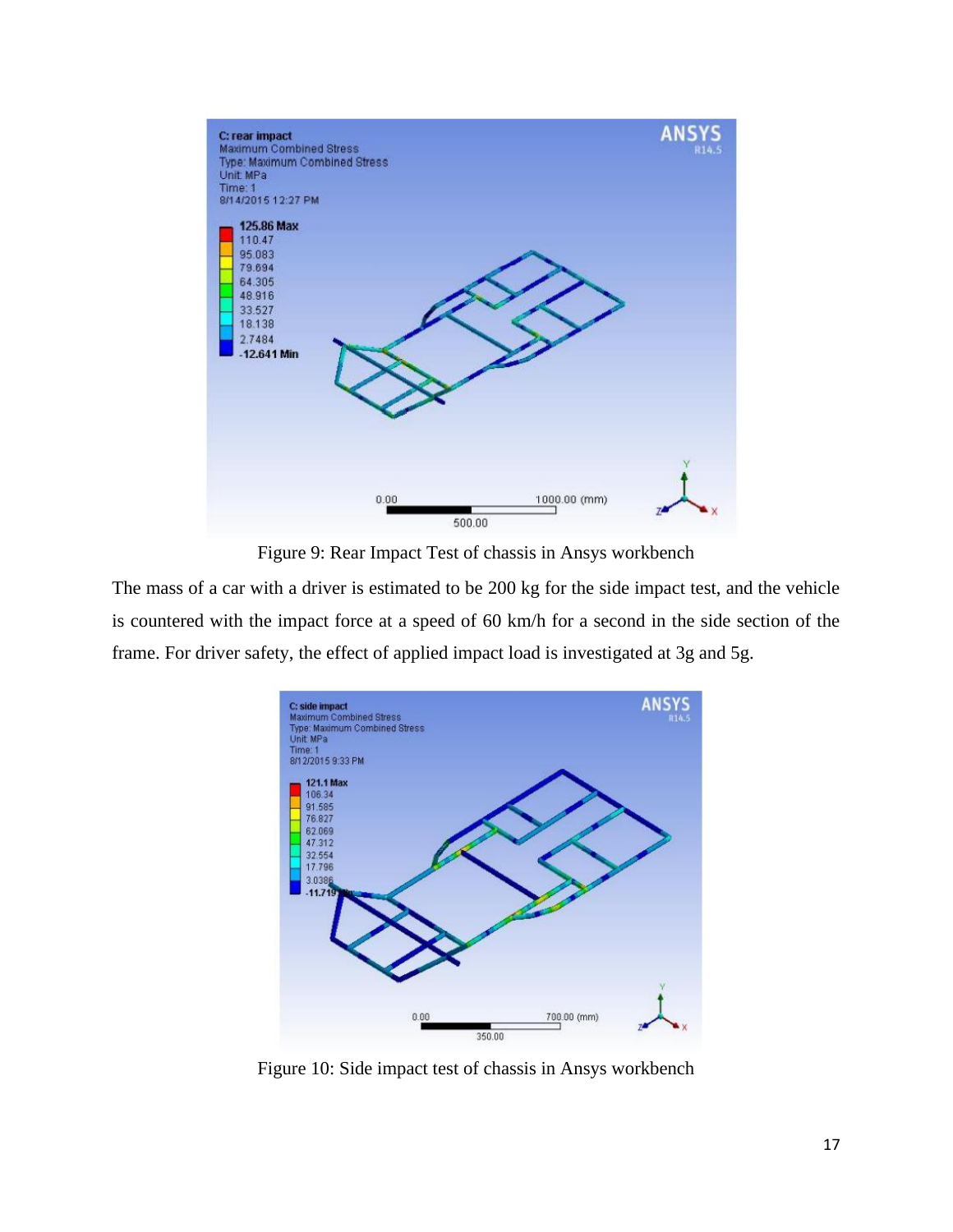Figure 9: Rear Impact Test of chassis in Ansys workbench

The mass of a car with a driver is estimated to be 200 kg for the side impact test, and the vehicle is countered with the impact force at a speed of 60 km/h for a second in the side section of the frame. For driver safety, the effect of applied impact load is investigated at 3g and 5g.

Figure 10: Side impact test of chassis in Ansys workbench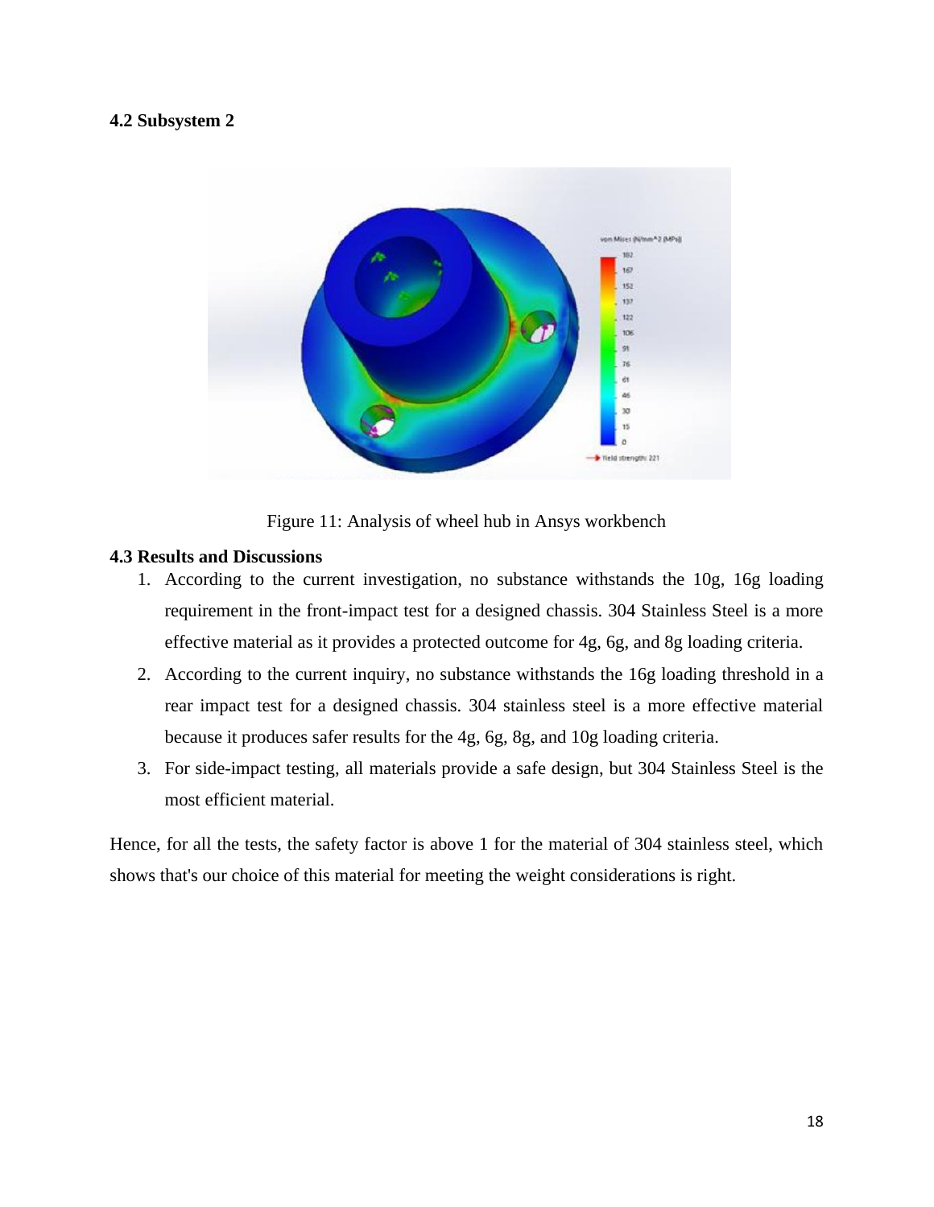## 4.2 Subsystem 2

Figure 11: Analysis of wheel hub in Ansys workbench

## 4.3 Results and Discussions

1. According to the current investigation, no substance withstands the 10g, 16g loading requirement in the front-impact test for a designed chassis. 304 Stainless Steel is a more effective material as it provides a protected outcome for 4g, 6g, and 8g loading criteria.
2. According to the current inquiry, no substance withstands the 16g loading threshold in a rear impact test for a designed chassis. 304 stainless steel is a more effective material because it produces safer results for the 4g, 6g, 8g, and 10g loading criteria.
3. For side-impact testing, all materials provide a safe design, but 304 Stainless Steel is the most efficient material.

Hence, for all the tests, the safety factor is above 1 for the material of 304 stainless steel, which shows that's our choice of this material for meeting the weight considerations is right.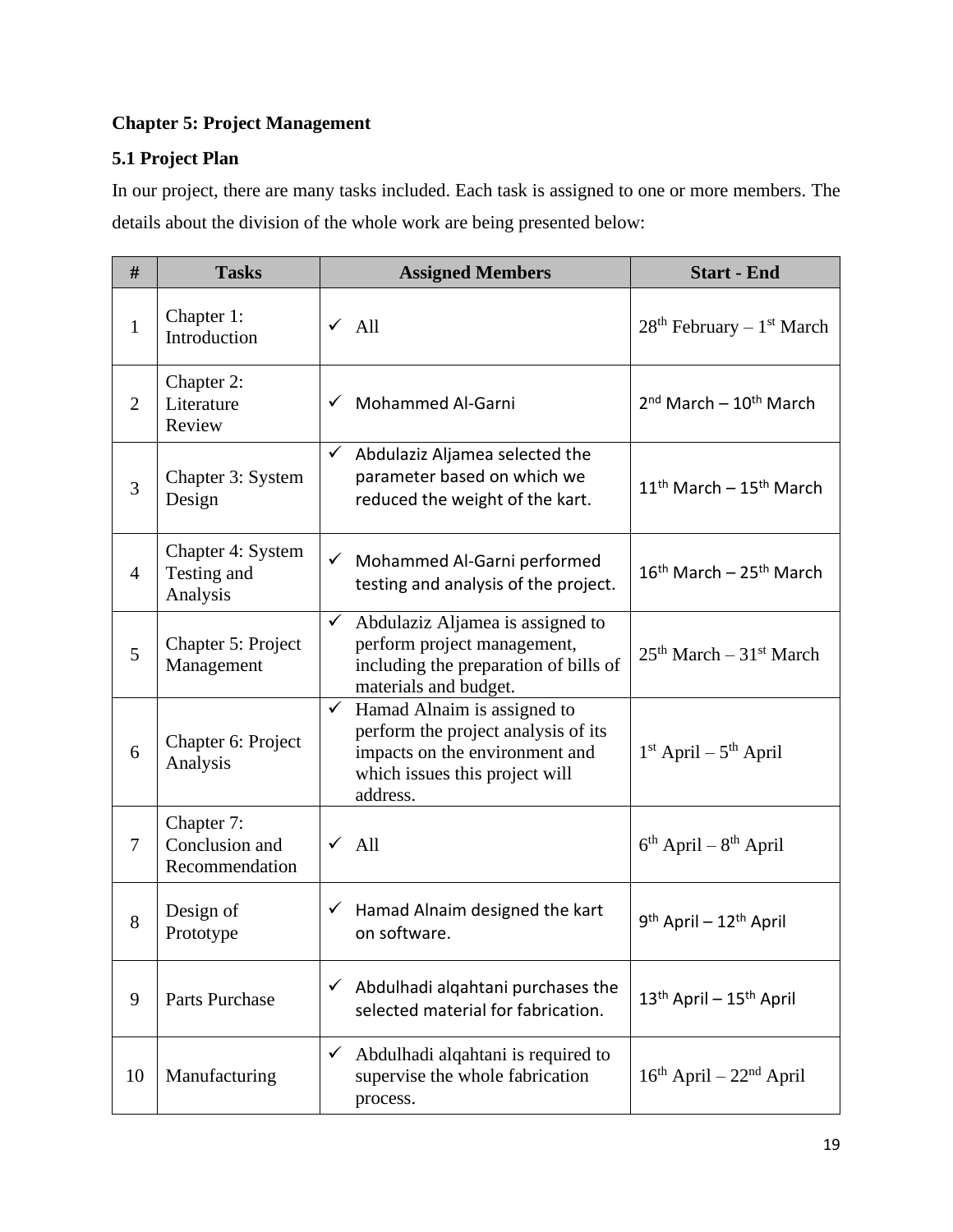**Chapter 5: Project Management**

**5.1 Project Plan**

In our project, there are many tasks included. Each task is assigned to one or more members. The details about the division of the whole work are being presented below:

| # | Tasks | Assigned Members | Start - End |
|---|---|---|---|
| 1 | Chapter 1: Introduction | ✓ All | 28th February – 1st March |
| 2 | Chapter 2: Literature Review | ✓ Mohammed Al-Garni | 2nd March – 10th March |
| 3 | Chapter 3: System Design | ✓ Abdulaziz Aljamea selected the parameter based on which we reduced the weight of the kart. | 11th March – 15th March |
| 4 | Chapter 4: System Testing and Analysis | ✓ Mohammed Al-Garni performed testing and analysis of the project. | 16th March – 25th March |
| 5 | Chapter 5: Project Management | ✓ Abdulaziz Aljamea is assigned to perform project management, including the preparation of bills of materials and budget. | 25th March – 31st March |
| 6 | Chapter 6: Project Analysis | ✓ Hamad Alnaim is assigned to perform the project analysis of its impacts on the environment and which issues this project will address. | 1st April – 5th April |
| 7 | Chapter 7: Conclusion and Recommendation | ✓ All | 6th April – 8th April |
| 8 | Design of Prototype | ✓ Hamad Alnaim designed the kart on software. | 9th April – 12th April |
| 9 | Parts Purchase | ✓ Abdulhadi alqahtani purchases the selected material for fabrication. | 13th April – 15th April |
| 10 | Manufacturing | ✓ Abdulhadi alqahtani is required to supervise the whole fabrication process. | 16th April – 22nd April |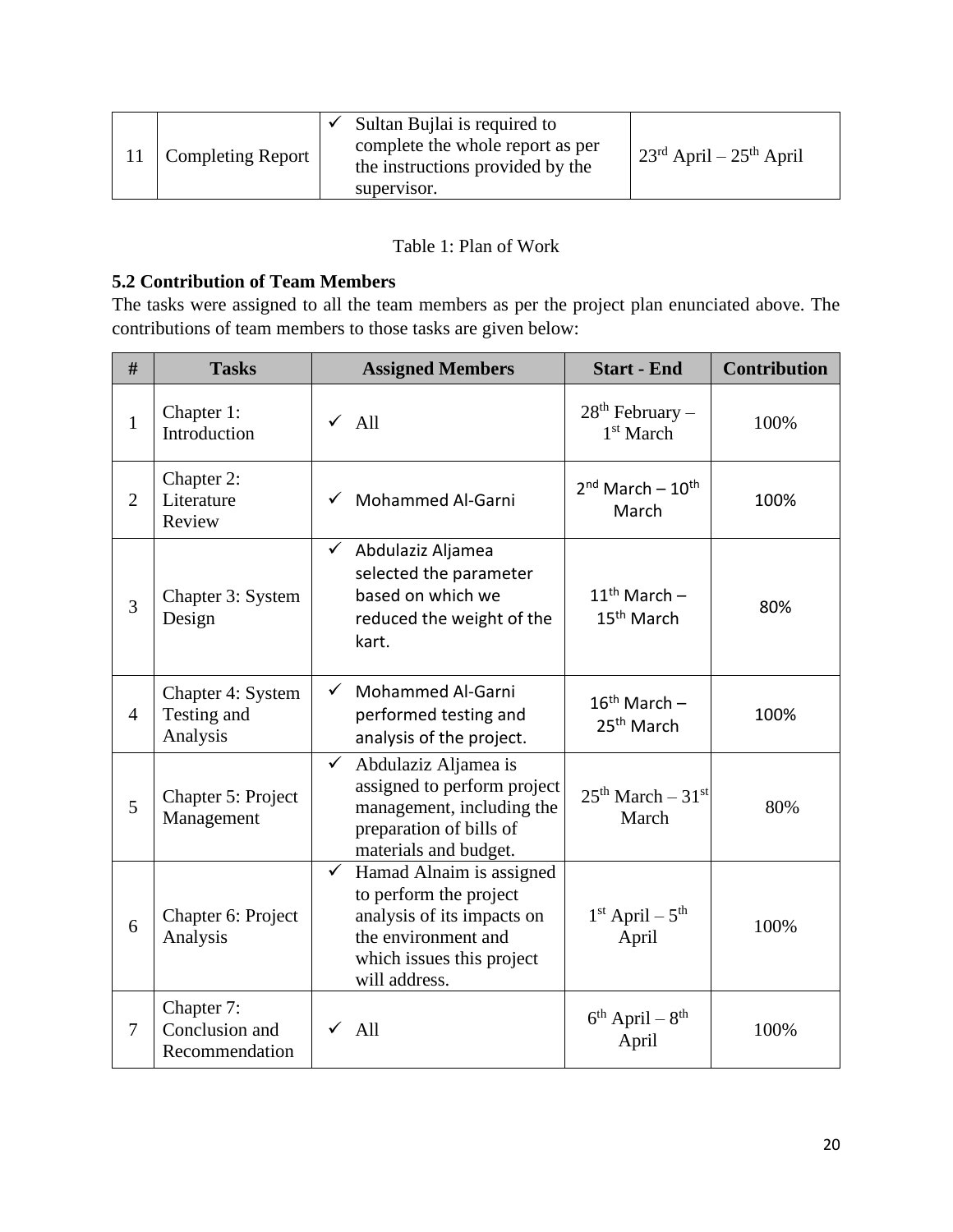| 11 | Completing Report | ✓ Sultan Bujlai is required to complete the whole report as per the instructions provided by the supervisor. | 23rd April – 25th April |
|---|---|---|---|

Table 1: Plan of Work

### 5.2 Contribution of Team Members

The tasks were assigned to all the team members as per the project plan enunciated above. The contributions of team members to those tasks are given below:

| # | Tasks | Assigned Members | Start - End | Contribution |
|---|---|---|---|---|
| 1 | Chapter 1: Introduction | ✓ All | 28th February – 1st March | 100% |
| 2 | Chapter 2: Literature Review | ✓ Mohammed Al-Garni | 2nd March – 10th March | 100% |
| 3 | Chapter 3: System Design | ✓ Abdulaziz Aljamea selected the parameter based on which we reduced the weight of the kart. | 11th March – 15th March | 80% |
| 4 | Chapter 4: System Testing and Analysis | ✓ Mohammed Al-Garni performed testing and analysis of the project. | 16th March – 25th March | 100% |
| 5 | Chapter 5: Project Management | ✓ Abdulaziz Aljamea is assigned to perform project management, including the preparation of bills of materials and budget. | 25th March – 31st March | 80% |
| 6 | Chapter 6: Project Analysis | ✓ Hamad Alnaim is assigned to perform the project analysis of its impacts on the environment and which issues this project will address. | 1st April – 5th April | 100% |
| 7 | Chapter 7: Conclusion and Recommendation | ✓ All | 6th April – 8th April | 100% |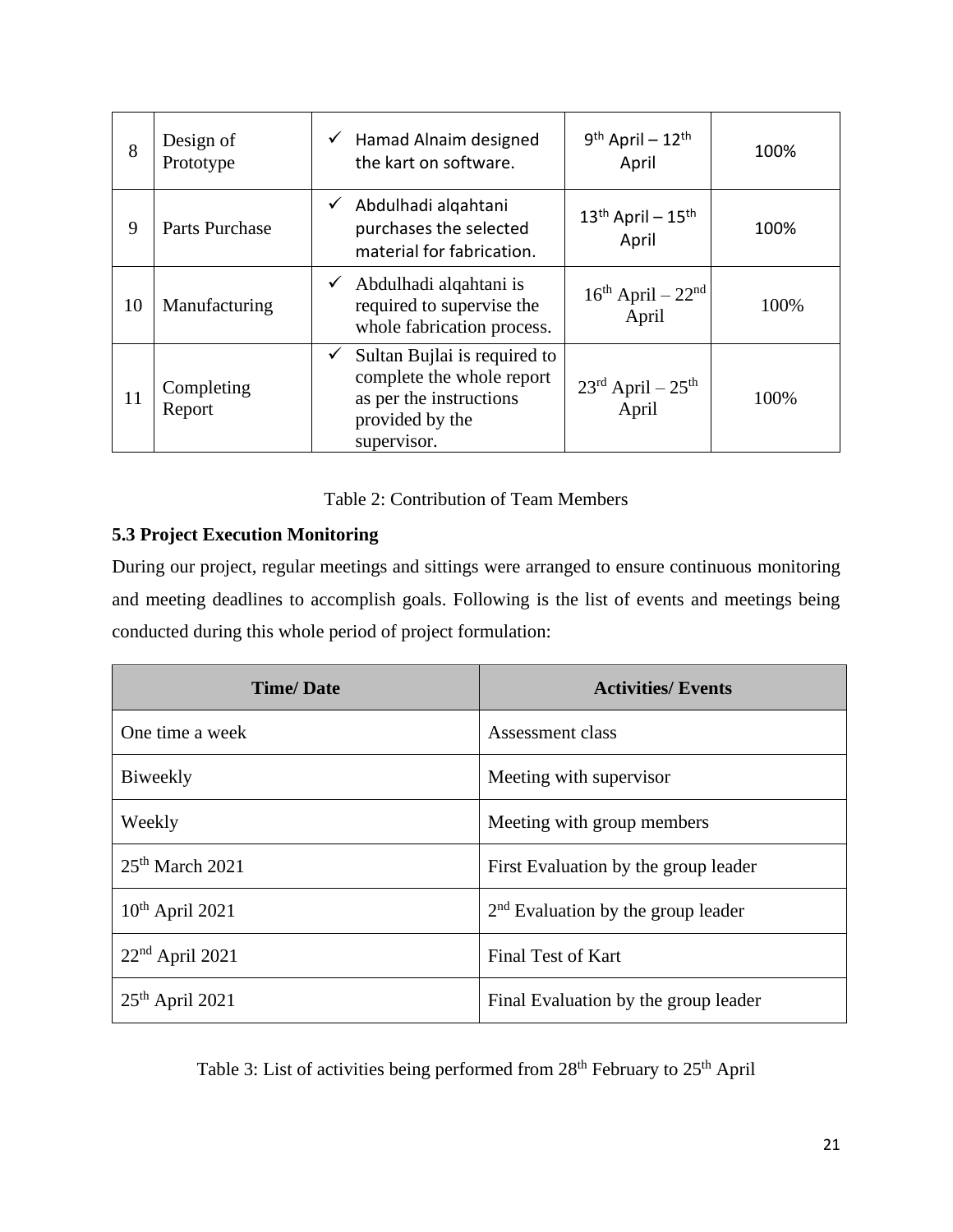| 8 | Design of Prototype | ✓ Hamad Alnaim designed the kart on software. | 9th April – 12th April | 100% |
|---|---|---|---|---|
| 9 | Parts Purchase | ✓ Abdulhadi alqahtani purchases the selected material for fabrication. | 13th April – 15th April | 100% |
| 10 | Manufacturing | ✓ Abdulhadi alqahtani is required to supervise the whole fabrication process. | 16th April – 22nd April | 100% |
| 11 | Completing Report | ✓ Sultan Bujlai is required to complete the whole report as per the instructions provided by the supervisor. | 23rd April – 25th April | 100% |

Table 2: Contribution of Team Members

### 5.3 Project Execution Monitoring

During our project, regular meetings and sittings were arranged to ensure continuous monitoring and meeting deadlines to accomplish goals. Following is the list of events and meetings being conducted during this whole period of project formulation:

| Time/ Date | Activities/ Events |
|---|---|
| One time a week | Assessment class |
| Biweekly | Meeting with supervisor |
| Weekly | Meeting with group members |
| 25th March 2021 | First Evaluation by the group leader |
| 10th April 2021 | 2nd Evaluation by the group leader |
| 22nd April 2021 | Final Test of Kart |
| 25th April 2021 | Final Evaluation by the group leader |

Table 3: List of activities being performed from 28th February to 25th April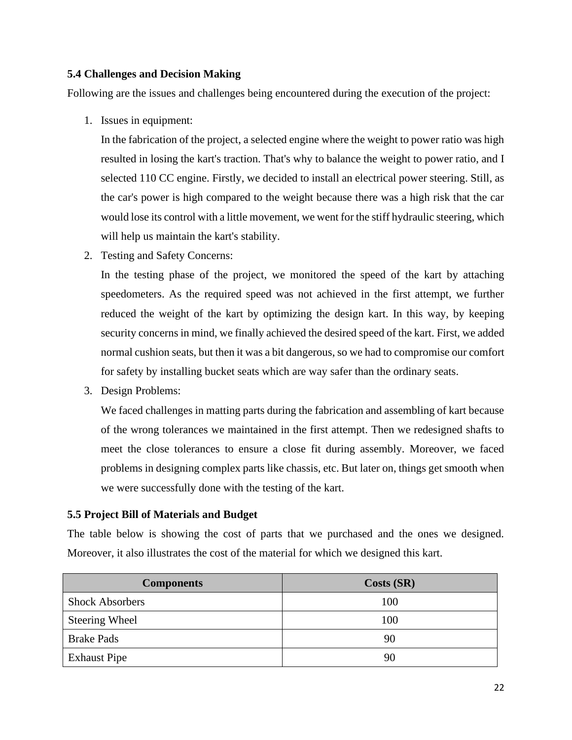### 5.4 Challenges and Decision Making

Following are the issues and challenges being encountered during the execution of the project:

1. Issues in equipment:

   In the fabrication of the project, a selected engine where the weight to power ratio was high resulted in losing the kart's traction. That's why to balance the weight to power ratio, and I selected 110 CC engine. Firstly, we decided to install an electrical power steering. Still, as the car's power is high compared to the weight because there was a high risk that the car would lose its control with a little movement, we went for the stiff hydraulic steering, which will help us maintain the kart's stability.

2. Testing and Safety Concerns:

   In the testing phase of the project, we monitored the speed of the kart by attaching speedometers. As the required speed was not achieved in the first attempt, we further reduced the weight of the kart by optimizing the design kart. In this way, by keeping security concerns in mind, we finally achieved the desired speed of the kart. First, we added normal cushion seats, but then it was a bit dangerous, so we had to compromise our comfort for safety by installing bucket seats which are way safer than the ordinary seats.

3. Design Problems:

   We faced challenges in matting parts during the fabrication and assembling of kart because of the wrong tolerances we maintained in the first attempt. Then we redesigned shafts to meet the close tolerances to ensure a close fit during assembly. Moreover, we faced problems in designing complex parts like chassis, etc. But later on, things get smooth when we were successfully done with the testing of the kart.

### 5.5 Project Bill of Materials and Budget

The table below is showing the cost of parts that we purchased and the ones we designed. Moreover, it also illustrates the cost of the material for which we designed this kart.

| Components | Costs (SR) |
|---|---|
| Shock Absorbers | 100 |
| Steering Wheel | 100 |
| Brake Pads | 90 |
| Exhaust Pipe | 90 |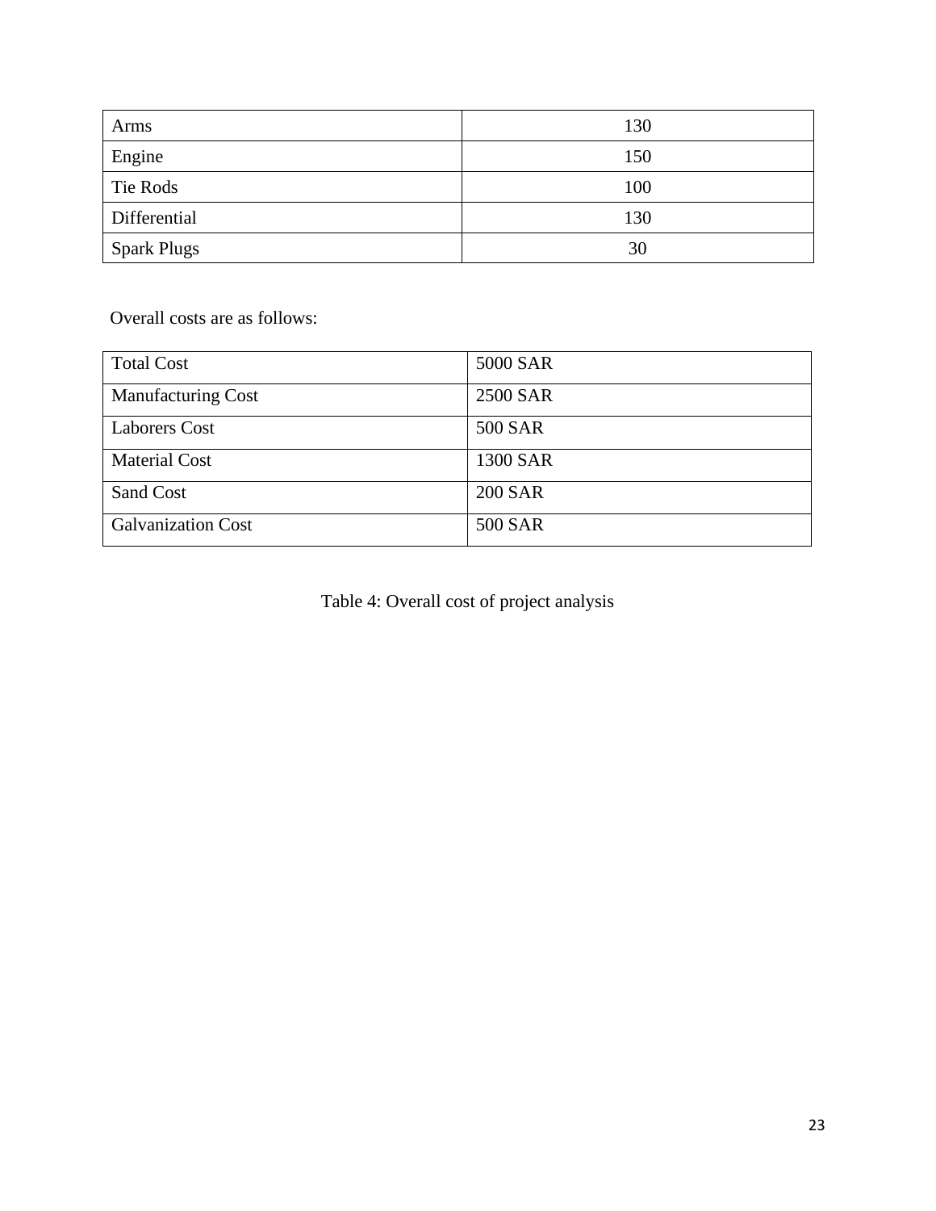| Arms | 130 |
|---|---|
| Engine | 150 |
| Tie Rods | 100 |
| Differential | 130 |
| Spark Plugs | 30 |

Overall costs are as follows:

| Total Cost | 5000 SAR |
|---|---|
| Manufacturing Cost | 2500 SAR |
| Laborers Cost | 500 SAR |
| Material Cost | 1300 SAR |
| Sand Cost | 200 SAR |
| Galvanization Cost | 500 SAR |

Table 4: Overall cost of project analysis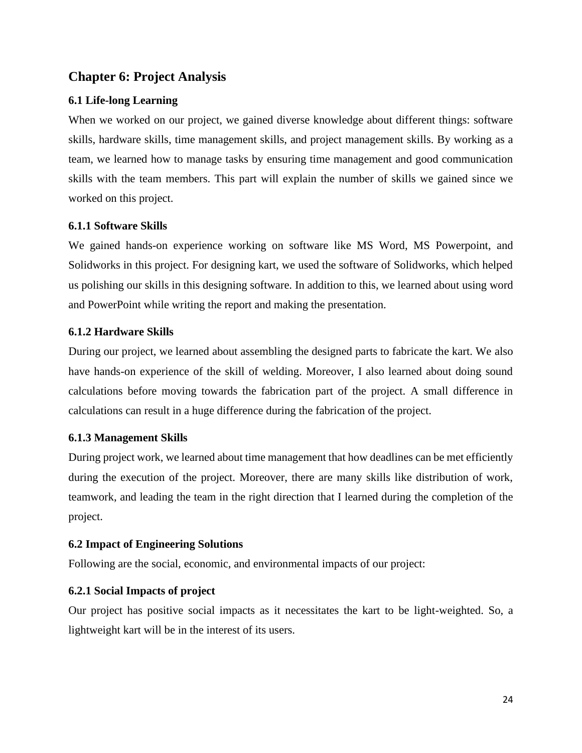# Chapter 6: Project Analysis

## 6.1 Life-long Learning

When we worked on our project, we gained diverse knowledge about different things: software skills, hardware skills, time management skills, and project management skills. By working as a team, we learned how to manage tasks by ensuring time management and good communication skills with the team members. This part will explain the number of skills we gained since we worked on this project.

### 6.1.1 Software Skills

We gained hands-on experience working on software like MS Word, MS Powerpoint, and Solidworks in this project. For designing kart, we used the software of Solidworks, which helped us polishing our skills in this designing software. In addition to this, we learned about using word and PowerPoint while writing the report and making the presentation.

### 6.1.2 Hardware Skills

During our project, we learned about assembling the designed parts to fabricate the kart. We also have hands-on experience of the skill of welding. Moreover, I also learned about doing sound calculations before moving towards the fabrication part of the project. A small difference in calculations can result in a huge difference during the fabrication of the project.

### 6.1.3 Management Skills

During project work, we learned about time management that how deadlines can be met efficiently during the execution of the project. Moreover, there are many skills like distribution of work, teamwork, and leading the team in the right direction that I learned during the completion of the project.

## 6.2 Impact of Engineering Solutions

Following are the social, economic, and environmental impacts of our project:

### 6.2.1 Social Impacts of project

Our project has positive social impacts as it necessitates the kart to be light-weighted. So, a lightweight kart will be in the interest of its users.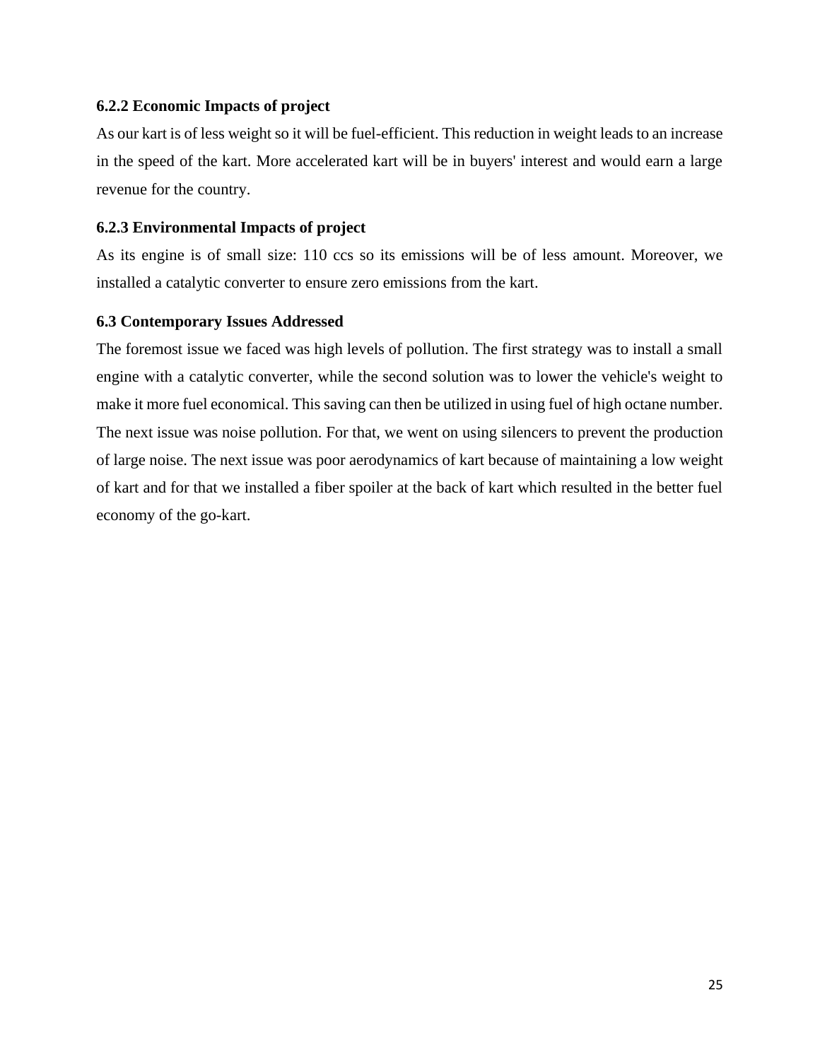### 6.2.2 Economic Impacts of project

As our kart is of less weight so it will be fuel-efficient. This reduction in weight leads to an increase in the speed of the kart. More accelerated kart will be in buyers' interest and would earn a large revenue for the country.

### 6.2.3 Environmental Impacts of project

As its engine is of small size: 110 ccs so its emissions will be of less amount. Moreover, we installed a catalytic converter to ensure zero emissions from the kart.

## 6.3 Contemporary Issues Addressed

The foremost issue we faced was high levels of pollution. The first strategy was to install a small engine with a catalytic converter, while the second solution was to lower the vehicle's weight to make it more fuel economical. This saving can then be utilized in using fuel of high octane number. The next issue was noise pollution. For that, we went on using silencers to prevent the production of large noise. The next issue was poor aerodynamics of kart because of maintaining a low weight of kart and for that we installed a fiber spoiler at the back of kart which resulted in the better fuel economy of the go-kart.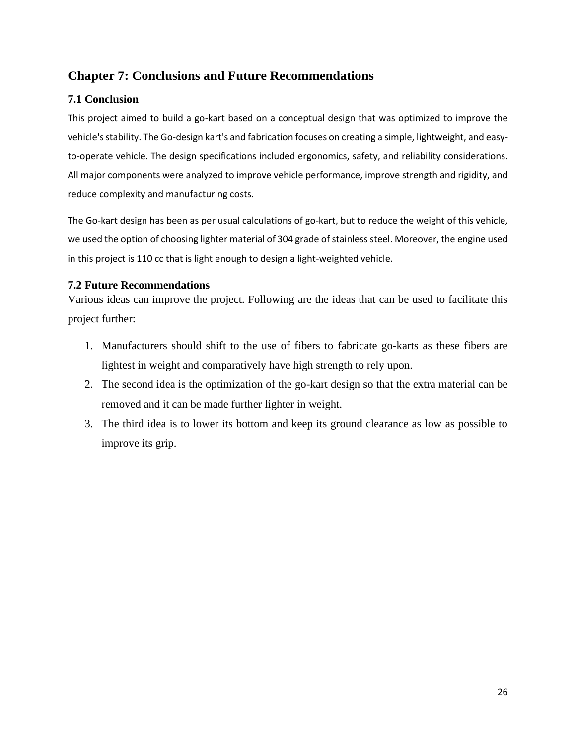# Chapter 7: Conclusions and Future Recommendations

## 7.1 Conclusion

This project aimed to build a go-kart based on a conceptual design that was optimized to improve the vehicle's stability. The Go-design kart's and fabrication focuses on creating a simple, lightweight, and easy-to-operate vehicle. The design specifications included ergonomics, safety, and reliability considerations. All major components were analyzed to improve vehicle performance, improve strength and rigidity, and reduce complexity and manufacturing costs.

The Go-kart design has been as per usual calculations of go-kart, but to reduce the weight of this vehicle, we used the option of choosing lighter material of 304 grade of stainless steel. Moreover, the engine used in this project is 110 cc that is light enough to design a light-weighted vehicle.

## 7.2 Future Recommendations

Various ideas can improve the project. Following are the ideas that can be used to facilitate this project further:

1. Manufacturers should shift to the use of fibers to fabricate go-karts as these fibers are lightest in weight and comparatively have high strength to rely upon.
2. The second idea is the optimization of the go-kart design so that the extra material can be removed and it can be made further lighter in weight.
3. The third idea is to lower its bottom and keep its ground clearance as low as possible to improve its grip.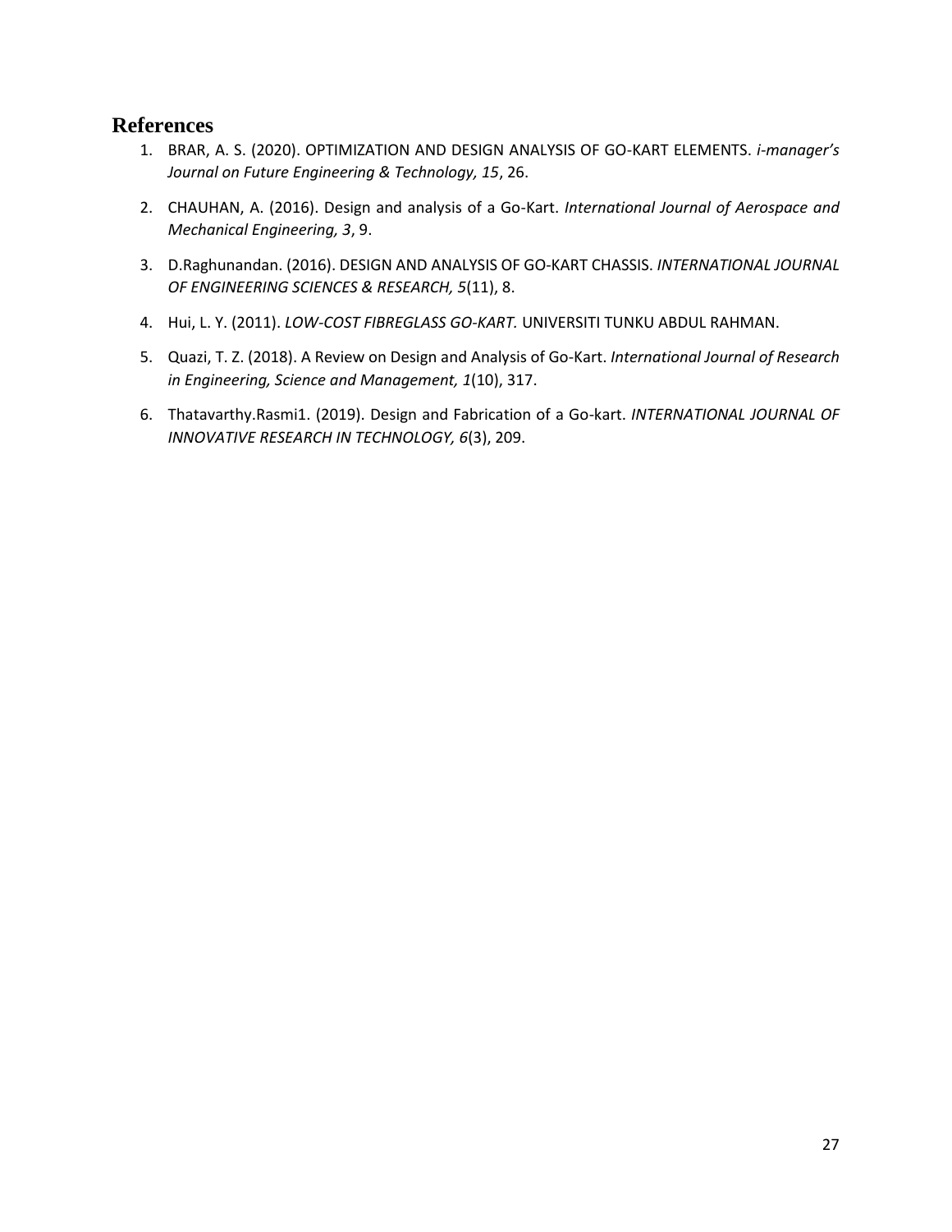# References

1. BRAR, A. S. (2020). OPTIMIZATION AND DESIGN ANALYSIS OF GO-KART ELEMENTS. *i-manager's Journal on Future Engineering & Technology, 15*, 26.
2. CHAUHAN, A. (2016). Design and analysis of a Go-Kart. *International Journal of Aerospace and Mechanical Engineering, 3*, 9.
3. D.Raghunandan. (2016). DESIGN AND ANALYSIS OF GO-KART CHASSIS. *INTERNATIONAL JOURNAL OF ENGINEERING SCIENCES & RESEARCH, 5*(11), 8.
4. Hui, L. Y. (2011). *LOW-COST FIBREGLASS GO-KART.* UNIVERSITI TUNKU ABDUL RAHMAN.
5. Quazi, T. Z. (2018). A Review on Design and Analysis of Go-Kart. *International Journal of Research in Engineering, Science and Management, 1*(10), 317.
6. Thatavarthy.Rasmi1. (2019). Design and Fabrication of a Go-kart. *INTERNATIONAL JOURNAL OF INNOVATIVE RESEARCH IN TECHNOLOGY, 6*(3), 209.